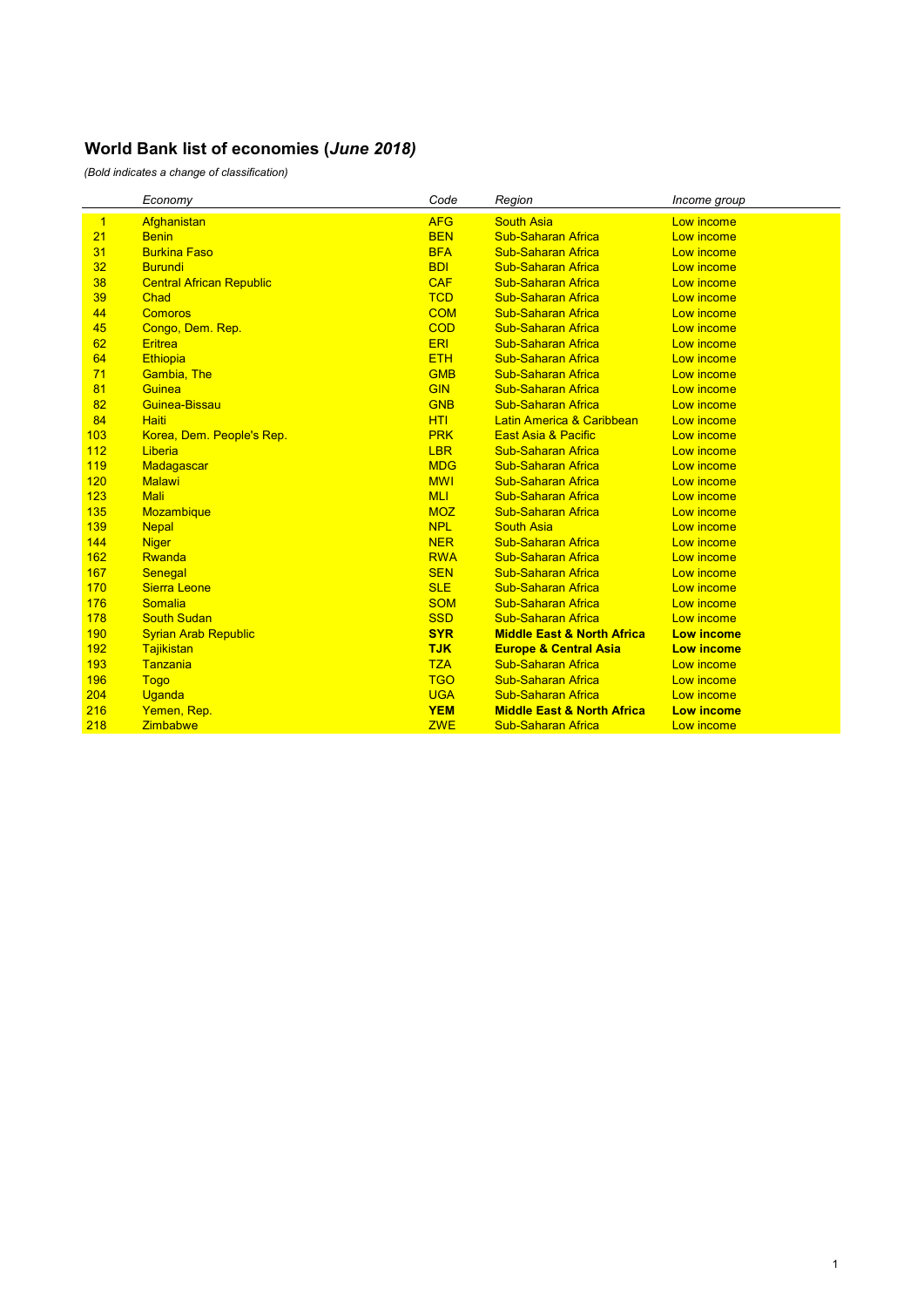# World Bank list of economies (*June 2018)*

*(Bold indicates a change of classification)*

| | Economy | Code | Region | Income group |
|---|---|---|---|---|
| 1 | Afghanistan | AFG | South Asia | Low income |
| 21 | Benin | BEN | Sub-Saharan Africa | Low income |
| 31 | Burkina Faso | BFA | Sub-Saharan Africa | Low income |
| 32 | Burundi | BDI | Sub-Saharan Africa | Low income |
| 38 | Central African Republic | CAF | Sub-Saharan Africa | Low income |
| 39 | Chad | TCD | Sub-Saharan Africa | Low income |
| 44 | Comoros | COM | Sub-Saharan Africa | Low income |
| 45 | Congo, Dem. Rep. | COD | Sub-Saharan Africa | Low income |
| 62 | Eritrea | ERI | Sub-Saharan Africa | Low income |
| 64 | Ethiopia | ETH | Sub-Saharan Africa | Low income |
| 71 | Gambia, The | GMB | Sub-Saharan Africa | Low income |
| 81 | Guinea | GIN | Sub-Saharan Africa | Low income |
| 82 | Guinea-Bissau | GNB | Sub-Saharan Africa | Low income |
| 84 | Haiti | HTI | Latin America & Caribbean | Low income |
| 103 | Korea, Dem. People's Rep. | PRK | East Asia & Pacific | Low income |
| 112 | Liberia | LBR | Sub-Saharan Africa | Low income |
| 119 | Madagascar | MDG | Sub-Saharan Africa | Low income |
| 120 | Malawi | MWI | Sub-Saharan Africa | Low income |
| 123 | Mali | MLI | Sub-Saharan Africa | Low income |
| 135 | Mozambique | MOZ | Sub-Saharan Africa | Low income |
| 139 | Nepal | NPL | South Asia | Low income |
| 144 | Niger | NER | Sub-Saharan Africa | Low income |
| 162 | Rwanda | RWA | Sub-Saharan Africa | Low income |
| 167 | Senegal | SEN | Sub-Saharan Africa | Low income |
| 170 | Sierra Leone | SLE | Sub-Saharan Africa | Low income |
| 176 | Somalia | SOM | Sub-Saharan Africa | Low income |
| 178 | South Sudan | SSD | Sub-Saharan Africa | Low income |
| 190 | Syrian Arab Republic | **SYR** | **Middle East & North Africa** | **Low income** |
| 192 | Tajikistan | **TJK** | **Europe & Central Asia** | **Low income** |
| 193 | Tanzania | TZA | Sub-Saharan Africa | Low income |
| 196 | Togo | TGO | Sub-Saharan Africa | Low income |
| 204 | Uganda | UGA | Sub-Saharan Africa | Low income |
| 216 | Yemen, Rep. | **YEM** | **Middle East & North Africa** | **Low income** |
| 218 | Zimbabwe | ZWE | Sub-Saharan Africa | Low income |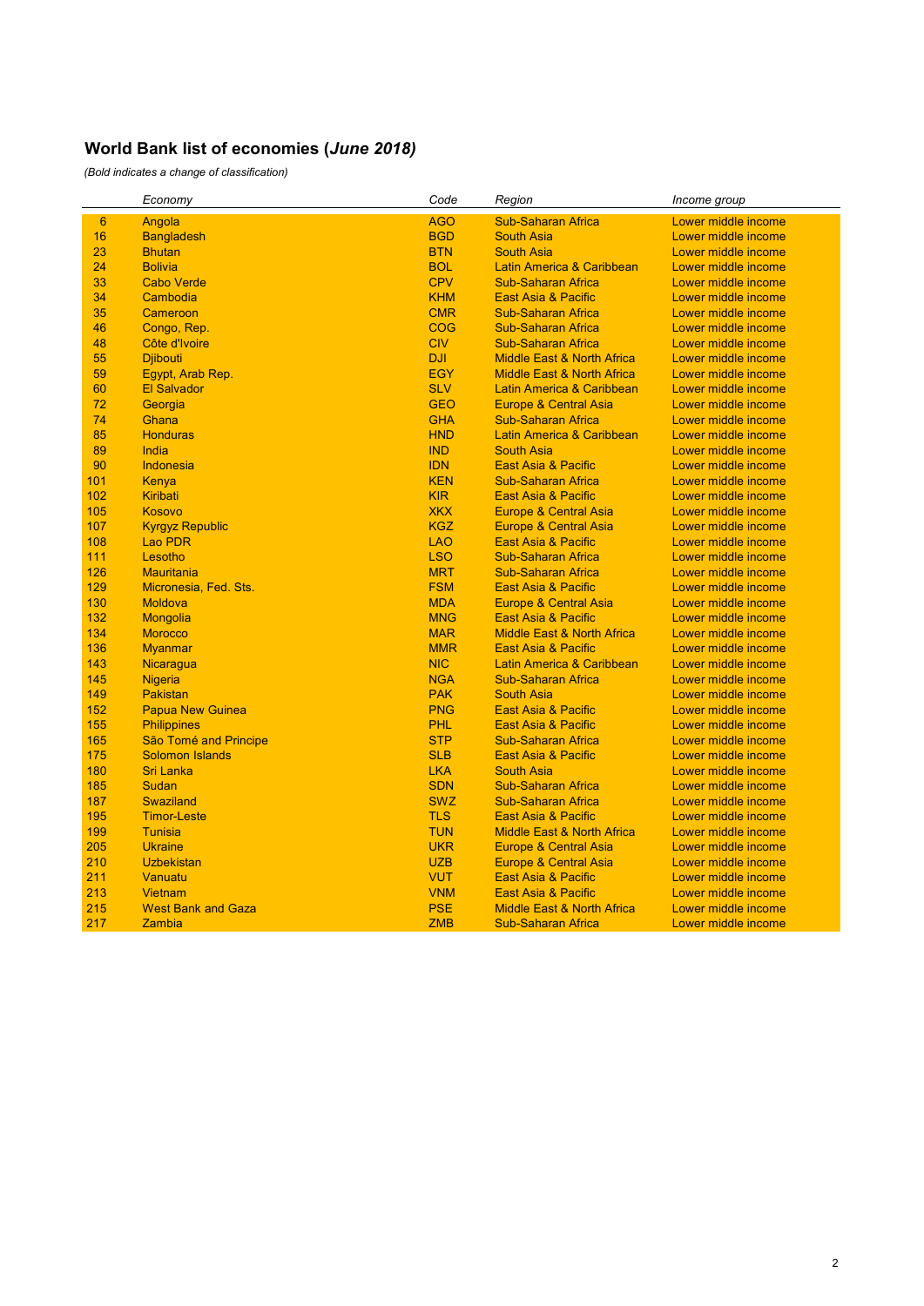## World Bank list of economies (*June 2018)*

*(Bold indicates a change of classification)*

| | *Economy* | *Code* | *Region* | *Income group* |
|---|---|---|---|---|
| 6 | Angola | AGO | Sub-Saharan Africa | Lower middle income |
| 16 | Bangladesh | BGD | South Asia | Lower middle income |
| 23 | Bhutan | BTN | South Asia | Lower middle income |
| 24 | Bolivia | BOL | Latin America & Caribbean | Lower middle income |
| 33 | Cabo Verde | CPV | Sub-Saharan Africa | Lower middle income |
| 34 | Cambodia | KHM | East Asia & Pacific | Lower middle income |
| 35 | Cameroon | CMR | Sub-Saharan Africa | Lower middle income |
| 46 | Congo, Rep. | COG | Sub-Saharan Africa | Lower middle income |
| 48 | Côte d'Ivoire | CIV | Sub-Saharan Africa | Lower middle income |
| 55 | Djibouti | DJI | Middle East & North Africa | Lower middle income |
| 59 | Egypt, Arab Rep. | EGY | Middle East & North Africa | Lower middle income |
| 60 | El Salvador | SLV | Latin America & Caribbean | Lower middle income |
| 72 | Georgia | GEO | Europe & Central Asia | Lower middle income |
| 74 | Ghana | GHA | Sub-Saharan Africa | Lower middle income |
| 85 | Honduras | HND | Latin America & Caribbean | Lower middle income |
| 89 | India | IND | South Asia | Lower middle income |
| 90 | Indonesia | IDN | East Asia & Pacific | Lower middle income |
| 101 | Kenya | KEN | Sub-Saharan Africa | Lower middle income |
| 102 | Kiribati | KIR | East Asia & Pacific | Lower middle income |
| 105 | Kosovo | XKX | Europe & Central Asia | Lower middle income |
| 107 | Kyrgyz Republic | KGZ | Europe & Central Asia | Lower middle income |
| 108 | Lao PDR | LAO | East Asia & Pacific | Lower middle income |
| 111 | Lesotho | LSO | Sub-Saharan Africa | Lower middle income |
| 126 | Mauritania | MRT | Sub-Saharan Africa | Lower middle income |
| 129 | Micronesia, Fed. Sts. | FSM | East Asia & Pacific | Lower middle income |
| 130 | Moldova | MDA | Europe & Central Asia | Lower middle income |
| 132 | Mongolia | MNG | East Asia & Pacific | Lower middle income |
| 134 | Morocco | MAR | Middle East & North Africa | Lower middle income |
| 136 | Myanmar | MMR | East Asia & Pacific | Lower middle income |
| 143 | Nicaragua | NIC | Latin America & Caribbean | Lower middle income |
| 145 | Nigeria | NGA | Sub-Saharan Africa | Lower middle income |
| 149 | Pakistan | PAK | South Asia | Lower middle income |
| 152 | Papua New Guinea | PNG | East Asia & Pacific | Lower middle income |
| 155 | Philippines | PHL | East Asia & Pacific | Lower middle income |
| 165 | São Tomé and Principe | STP | Sub-Saharan Africa | Lower middle income |
| 175 | Solomon Islands | SLB | East Asia & Pacific | Lower middle income |
| 180 | Sri Lanka | LKA | South Asia | Lower middle income |
| 185 | Sudan | SDN | Sub-Saharan Africa | Lower middle income |
| 187 | Swaziland | SWZ | Sub-Saharan Africa | Lower middle income |
| 195 | Timor-Leste | TLS | East Asia & Pacific | Lower middle income |
| 199 | Tunisia | TUN | Middle East & North Africa | Lower middle income |
| 205 | Ukraine | UKR | Europe & Central Asia | Lower middle income |
| 210 | Uzbekistan | UZB | Europe & Central Asia | Lower middle income |
| 211 | Vanuatu | VUT | East Asia & Pacific | Lower middle income |
| 213 | Vietnam | VNM | East Asia & Pacific | Lower middle income |
| 215 | West Bank and Gaza | PSE | Middle East & North Africa | Lower middle income |
| 217 | Zambia | ZMB | Sub-Saharan Africa | Lower middle income |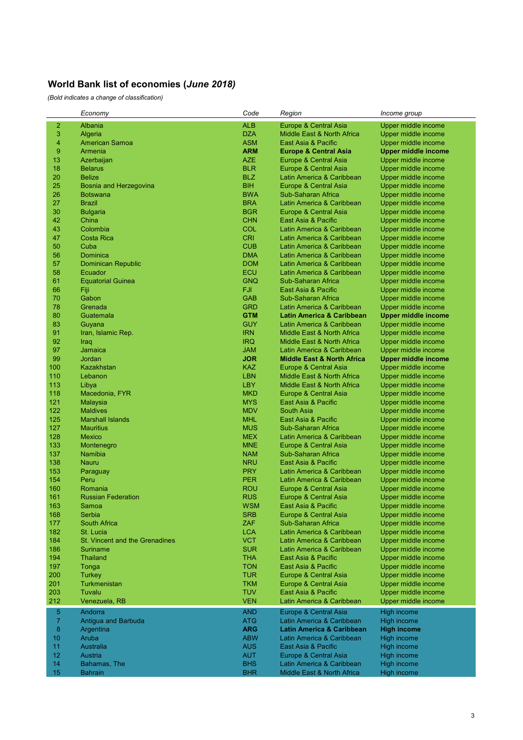# World Bank list of economies (*June 2018*)

*(Bold indicates a change of classification)*

| | *Economy* | *Code* | *Region* | *Income group* |
|---|---|---|---|---|
| 2 | Albania | ALB | Europe & Central Asia | Upper middle income |
| 3 | Algeria | DZA | Middle East & North Africa | Upper middle income |
| 4 | American Samoa | ASM | East Asia & Pacific | Upper middle income |
| 9 | Armenia | **ARM** | **Europe & Central Asia** | **Upper middle income** |
| 13 | Azerbaijan | AZE | Europe & Central Asia | Upper middle income |
| 18 | Belarus | BLR | Europe & Central Asia | Upper middle income |
| 20 | Belize | BLZ | Latin America & Caribbean | Upper middle income |
| 25 | Bosnia and Herzegovina | BIH | Europe & Central Asia | Upper middle income |
| 26 | Botswana | BWA | Sub-Saharan Africa | Upper middle income |
| 27 | Brazil | BRA | Latin America & Caribbean | Upper middle income |
| 30 | Bulgaria | BGR | Europe & Central Asia | Upper middle income |
| 42 | China | CHN | East Asia & Pacific | Upper middle income |
| 43 | Colombia | COL | Latin America & Caribbean | Upper middle income |
| 47 | Costa Rica | CRI | Latin America & Caribbean | Upper middle income |
| 50 | Cuba | CUB | Latin America & Caribbean | Upper middle income |
| 56 | Dominica | DMA | Latin America & Caribbean | Upper middle income |
| 57 | Dominican Republic | DOM | Latin America & Caribbean | Upper middle income |
| 58 | Ecuador | ECU | Latin America & Caribbean | Upper middle income |
| 61 | Equatorial Guinea | GNQ | Sub-Saharan Africa | Upper middle income |
| 66 | Fiji | FJI | East Asia & Pacific | Upper middle income |
| 70 | Gabon | GAB | Sub-Saharan Africa | Upper middle income |
| 78 | Grenada | GRD | Latin America & Caribbean | Upper middle income |
| 80 | Guatemala | **GTM** | **Latin America & Caribbean** | **Upper middle income** |
| 83 | Guyana | GUY | Latin America & Caribbean | Upper middle income |
| 91 | Iran, Islamic Rep. | IRN | Middle East & North Africa | Upper middle income |
| 92 | Iraq | IRQ | Middle East & North Africa | Upper middle income |
| 97 | Jamaica | JAM | Latin America & Caribbean | Upper middle income |
| 99 | Jordan | **JOR** | **Middle East & North Africa** | **Upper middle income** |
| 100 | Kazakhstan | KAZ | Europe & Central Asia | Upper middle income |
| 110 | Lebanon | LBN | Middle East & North Africa | Upper middle income |
| 113 | Libya | LBY | Middle East & North Africa | Upper middle income |
| 118 | Macedonia, FYR | MKD | Europe & Central Asia | Upper middle income |
| 121 | Malaysia | MYS | East Asia & Pacific | Upper middle income |
| 122 | Maldives | MDV | South Asia | Upper middle income |
| 125 | Marshall Islands | MHL | East Asia & Pacific | Upper middle income |
| 127 | Mauritius | MUS | Sub-Saharan Africa | Upper middle income |
| 128 | Mexico | MEX | Latin America & Caribbean | Upper middle income |
| 133 | Montenegro | MNE | Europe & Central Asia | Upper middle income |
| 137 | Namibia | NAM | Sub-Saharan Africa | Upper middle income |
| 138 | Nauru | NRU | East Asia & Pacific | Upper middle income |
| 153 | Paraguay | PRY | Latin America & Caribbean | Upper middle income |
| 154 | Peru | PER | Latin America & Caribbean | Upper middle income |
| 160 | Romania | ROU | Europe & Central Asia | Upper middle income |
| 161 | Russian Federation | RUS | Europe & Central Asia | Upper middle income |
| 163 | Samoa | WSM | East Asia & Pacific | Upper middle income |
| 168 | Serbia | SRB | Europe & Central Asia | Upper middle income |
| 177 | South Africa | ZAF | Sub-Saharan Africa | Upper middle income |
| 182 | St. Lucia | LCA | Latin America & Caribbean | Upper middle income |
| 184 | St. Vincent and the Grenadines | VCT | Latin America & Caribbean | Upper middle income |
| 186 | Suriname | SUR | Latin America & Caribbean | Upper middle income |
| 194 | Thailand | THA | East Asia & Pacific | Upper middle income |
| 197 | Tonga | TON | East Asia & Pacific | Upper middle income |
| 200 | Turkey | TUR | Europe & Central Asia | Upper middle income |
| 201 | Turkmenistan | TKM | Europe & Central Asia | Upper middle income |
| 203 | Tuvalu | TUV | East Asia & Pacific | Upper middle income |
| 212 | Venezuela, RB | VEN | Latin America & Caribbean | Upper middle income |
| 5 | Andorra | AND | Europe & Central Asia | High income |
| 7 | Antigua and Barbuda | ATG | Latin America & Caribbean | High income |
| 8 | Argentina | **ARG** | **Latin America & Caribbean** | **High income** |
| 10 | Aruba | ABW | Latin America & Caribbean | High income |
| 11 | Australia | AUS | East Asia & Pacific | High income |
| 12 | Austria | AUT | Europe & Central Asia | High income |
| 14 | Bahamas, The | BHS | Latin America & Caribbean | High income |
| 15 | Bahrain | BHR | Middle East & North Africa | High income |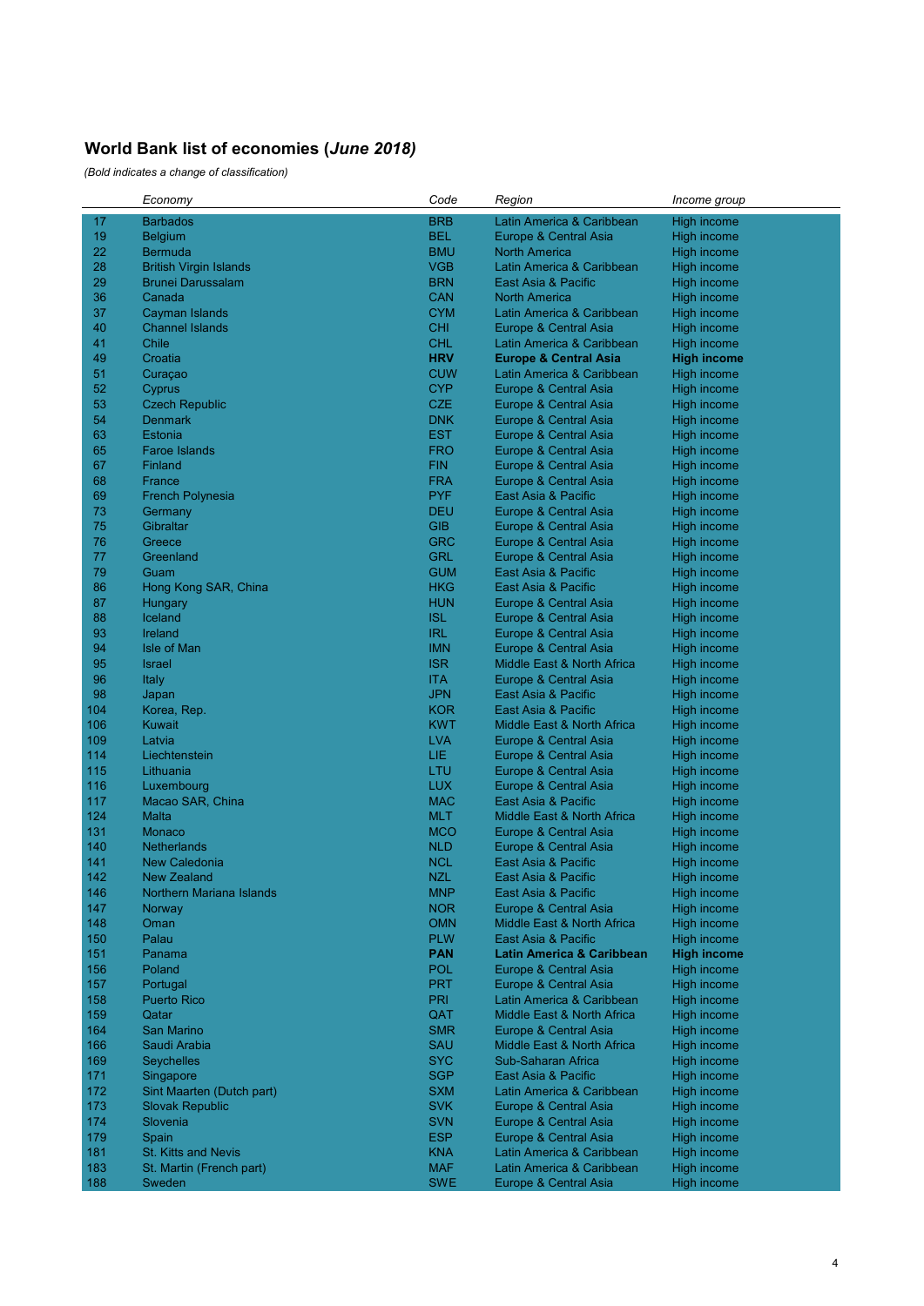## World Bank list of economies (*June 2018*)

*(Bold indicates a change of classification)*

| | *Economy* | *Code* | *Region* | *Income group* |
|---|---|---|---|---|
| 17 | Barbados | BRB | Latin America & Caribbean | High income |
| 19 | Belgium | BEL | Europe & Central Asia | High income |
| 22 | Bermuda | BMU | North America | High income |
| 28 | British Virgin Islands | VGB | Latin America & Caribbean | High income |
| 29 | Brunei Darussalam | BRN | East Asia & Pacific | High income |
| 36 | Canada | CAN | North America | High income |
| 37 | Cayman Islands | CYM | Latin America & Caribbean | High income |
| 40 | Channel Islands | CHI | Europe & Central Asia | High income |
| 41 | Chile | CHL | Latin America & Caribbean | High income |
| 49 | Croatia | **HRV** | **Europe & Central Asia** | **High income** |
| 51 | Curaçao | CUW | Latin America & Caribbean | High income |
| 52 | Cyprus | CYP | Europe & Central Asia | High income |
| 53 | Czech Republic | CZE | Europe & Central Asia | High income |
| 54 | Denmark | DNK | Europe & Central Asia | High income |
| 63 | Estonia | EST | Europe & Central Asia | High income |
| 65 | Faroe Islands | FRO | Europe & Central Asia | High income |
| 67 | Finland | FIN | Europe & Central Asia | High income |
| 68 | France | FRA | Europe & Central Asia | High income |
| 69 | French Polynesia | PYF | East Asia & Pacific | High income |
| 73 | Germany | DEU | Europe & Central Asia | High income |
| 75 | Gibraltar | GIB | Europe & Central Asia | High income |
| 76 | Greece | GRC | Europe & Central Asia | High income |
| 77 | Greenland | GRL | Europe & Central Asia | High income |
| 79 | Guam | GUM | East Asia & Pacific | High income |
| 86 | Hong Kong SAR, China | HKG | East Asia & Pacific | High income |
| 87 | Hungary | HUN | Europe & Central Asia | High income |
| 88 | Iceland | ISL | Europe & Central Asia | High income |
| 93 | Ireland | IRL | Europe & Central Asia | High income |
| 94 | Isle of Man | IMN | Europe & Central Asia | High income |
| 95 | Israel | ISR | Middle East & North Africa | High income |
| 96 | Italy | ITA | Europe & Central Asia | High income |
| 98 | Japan | JPN | East Asia & Pacific | High income |
| 104 | Korea, Rep. | KOR | East Asia & Pacific | High income |
| 106 | Kuwait | KWT | Middle East & North Africa | High income |
| 109 | Latvia | LVA | Europe & Central Asia | High income |
| 114 | Liechtenstein | LIE | Europe & Central Asia | High income |
| 115 | Lithuania | LTU | Europe & Central Asia | High income |
| 116 | Luxembourg | LUX | Europe & Central Asia | High income |
| 117 | Macao SAR, China | MAC | East Asia & Pacific | High income |
| 124 | Malta | MLT | Middle East & North Africa | High income |
| 131 | Monaco | MCO | Europe & Central Asia | High income |
| 140 | Netherlands | NLD | Europe & Central Asia | High income |
| 141 | New Caledonia | NCL | East Asia & Pacific | High income |
| 142 | New Zealand | NZL | East Asia & Pacific | High income |
| 146 | Northern Mariana Islands | MNP | East Asia & Pacific | High income |
| 147 | Norway | NOR | Europe & Central Asia | High income |
| 148 | Oman | OMN | Middle East & North Africa | High income |
| 150 | Palau | PLW | East Asia & Pacific | High income |
| 151 | Panama | **PAN** | **Latin America & Caribbean** | **High income** |
| 156 | Poland | POL | Europe & Central Asia | High income |
| 157 | Portugal | PRT | Europe & Central Asia | High income |
| 158 | Puerto Rico | PRI | Latin America & Caribbean | High income |
| 159 | Qatar | QAT | Middle East & North Africa | High income |
| 164 | San Marino | SMR | Europe & Central Asia | High income |
| 166 | Saudi Arabia | SAU | Middle East & North Africa | High income |
| 169 | Seychelles | SYC | Sub-Saharan Africa | High income |
| 171 | Singapore | SGP | East Asia & Pacific | High income |
| 172 | Sint Maarten (Dutch part) | SXM | Latin America & Caribbean | High income |
| 173 | Slovak Republic | SVK | Europe & Central Asia | High income |
| 174 | Slovenia | SVN | Europe & Central Asia | High income |
| 179 | Spain | ESP | Europe & Central Asia | High income |
| 181 | St. Kitts and Nevis | KNA | Latin America & Caribbean | High income |
| 183 | St. Martin (French part) | MAF | Latin America & Caribbean | High income |
| 188 | Sweden | SWE | Europe & Central Asia | High income |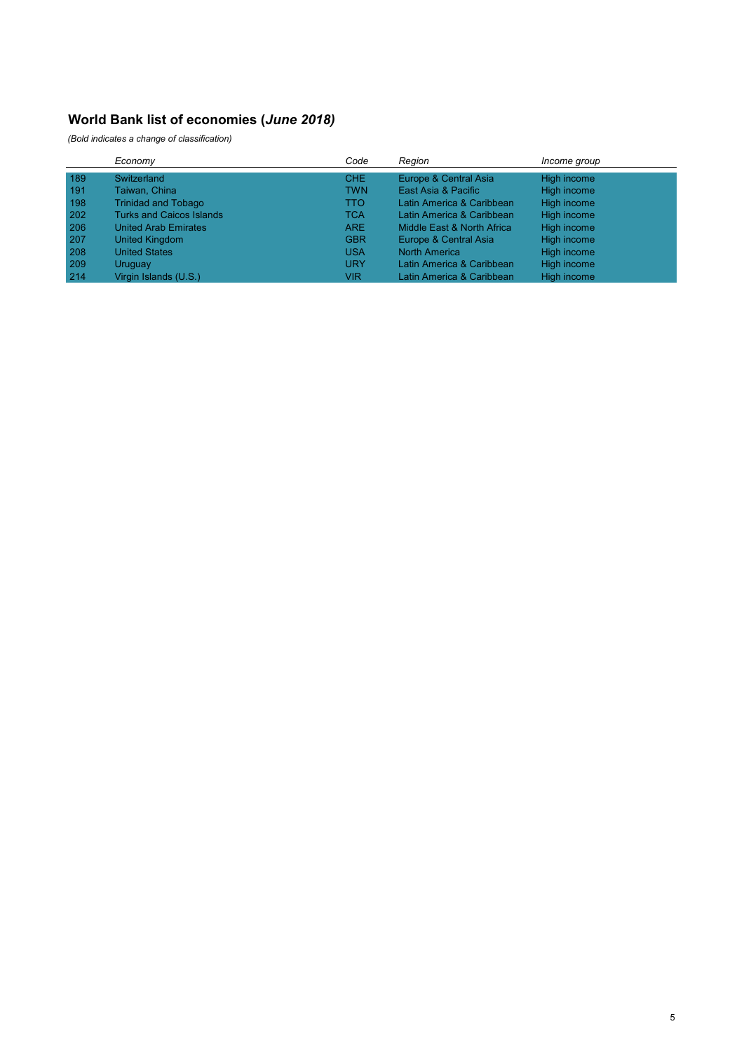## World Bank list of economies (*June 2018)*

*(Bold indicates a change of classification)*

| | *Economy* | *Code* | *Region* | *Income group* |
|---|---|---|---|---|
| 189 | Switzerland | CHE | Europe & Central Asia | High income |
| 191 | Taiwan, China | TWN | East Asia & Pacific | High income |
| 198 | Trinidad and Tobago | TTO | Latin America & Caribbean | High income |
| 202 | Turks and Caicos Islands | TCA | Latin America & Caribbean | High income |
| 206 | United Arab Emirates | ARE | Middle East & North Africa | High income |
| 207 | United Kingdom | GBR | Europe & Central Asia | High income |
| 208 | United States | USA | North America | High income |
| 209 | Uruguay | URY | Latin America & Caribbean | High income |
| 214 | Virgin Islands (U.S.) | VIR | Latin America & Caribbean | High income |